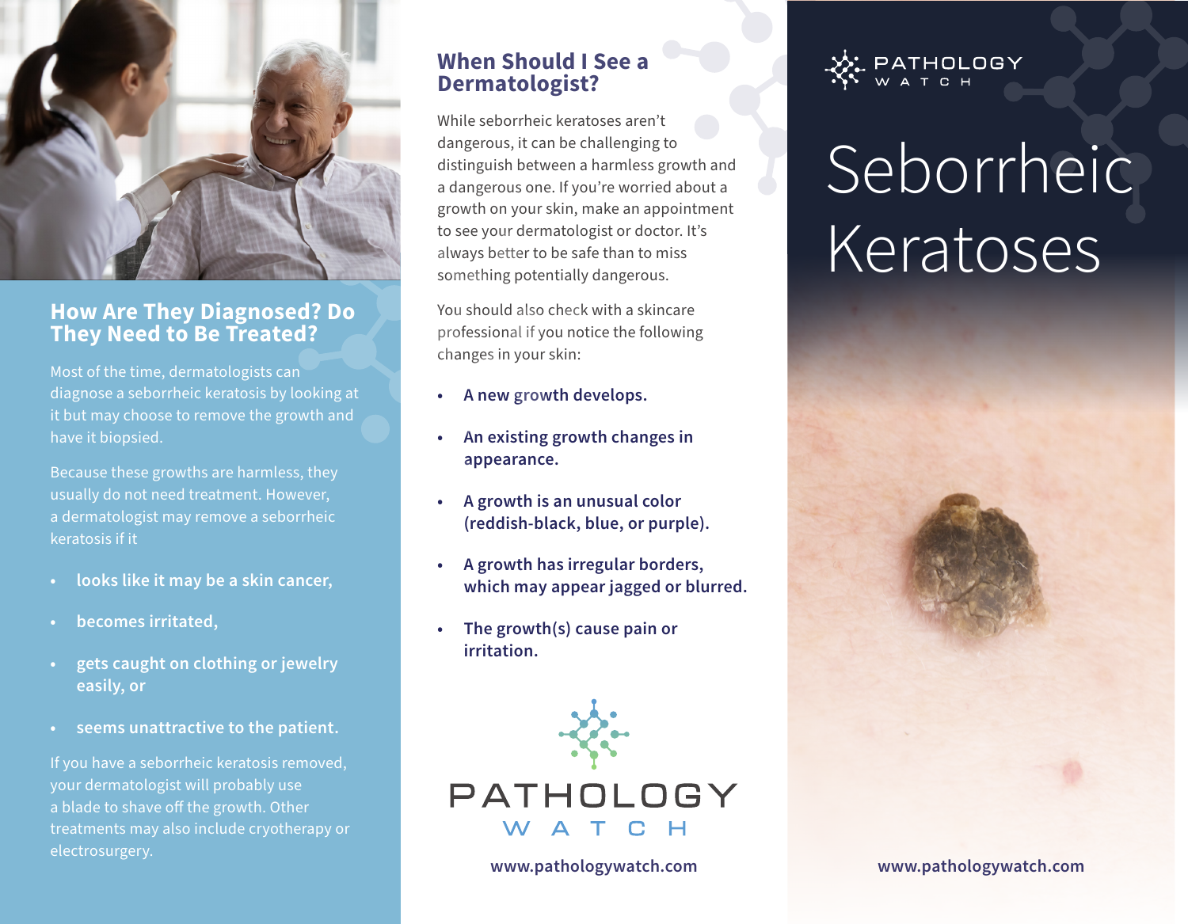## How Are They Diagnosed? Do They Need to Be Treated?

Most of the time, dermatologists can diagnose a seborrheic keratosis by looking at it but may choose to remove the growth and have it biopsied.

Because these growths are harmless, they usually do not need treatment. However, a dermatologist may remove a seborrheic keratosis if it

- **looks like it may be a skin cancer,**
- **becomes irritated,**
- **gets caught on clothing or jewelry easily, or**
- **seems unattractive to the patient.**

If you have a seborrheic keratosis removed, your dermatologist will probably use a blade to shave off the growth. Other treatments may also include cryotherapy or electrosurgery.

## When Should I See a Dermatologist?

While seborrheic keratoses aren't dangerous, it can be challenging to distinguish between a harmless growth and a dangerous one. If you're worried about a growth on your skin, make an appointment to see your dermatologist or doctor. It's always better to be safe than to miss something potentially dangerous.

You should also check with a skincare professional if you notice the following changes in your skin:

- **A new growth develops.**
- **An existing growth changes in appearance.**
- **A growth is an unusual color (reddish-black, blue, or purple).**
- **A growth has irregular borders, which may appear jagged or blurred.**
- **The growth(s) cause pain or irritation.**

PATHOLOGY WATCH

www.pathologywatch.com

PATHOLOGY WATCH

# Seborrheic Keratoses

www.pathologywatch.com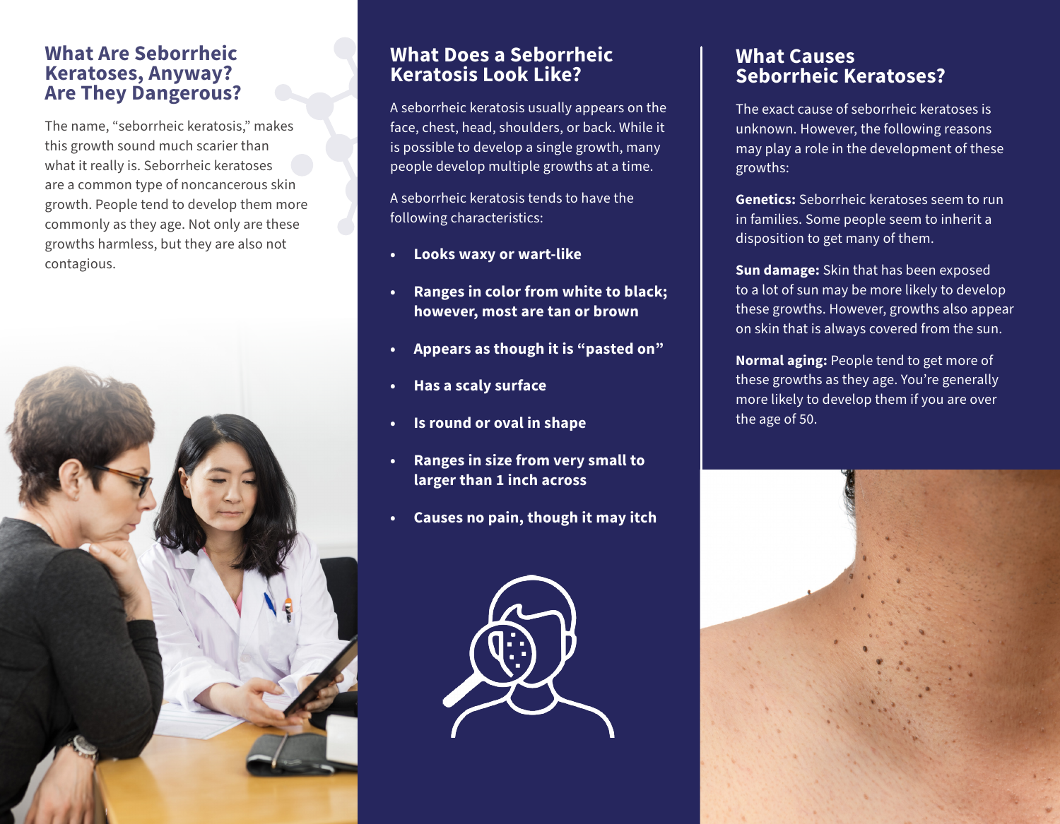## What Are Seborrheic Keratoses, Anyway? Are They Dangerous?

The name, "seborrheic keratosis," makes this growth sound much scarier than what it really is. Seborrheic keratoses are a common type of noncancerous skin growth. People tend to develop them more commonly as they age. Not only are these growths harmless, but they are also not contagious.

## What Does a Seborrheic Keratosis Look Like?

A seborrheic keratosis usually appears on the face, chest, head, shoulders, or back. While it is possible to develop a single growth, many people develop multiple growths at a time.

A seborrheic keratosis tends to have the following characteristics:

- **Looks waxy or wart-like**
- **Ranges in color from white to black; however, most are tan or brown**
- **Appears as though it is "pasted on"**
- **Has a scaly surface**
- **Is round or oval in shape**
- **Ranges in size from very small to larger than 1 inch across**
- **Causes no pain, though it may itch**

## What Causes Seborrheic Keratoses?

The exact cause of seborrheic keratoses is unknown. However, the following reasons may play a role in the development of these growths:

**Genetics:** Seborrheic keratoses seem to run in families. Some people seem to inherit a disposition to get many of them.

**Sun damage:** Skin that has been exposed to a lot of sun may be more likely to develop these growths. However, growths also appear on skin that is always covered from the sun.

**Normal aging:** People tend to get more of these growths as they age. You're generally more likely to develop them if you are over the age of 50.